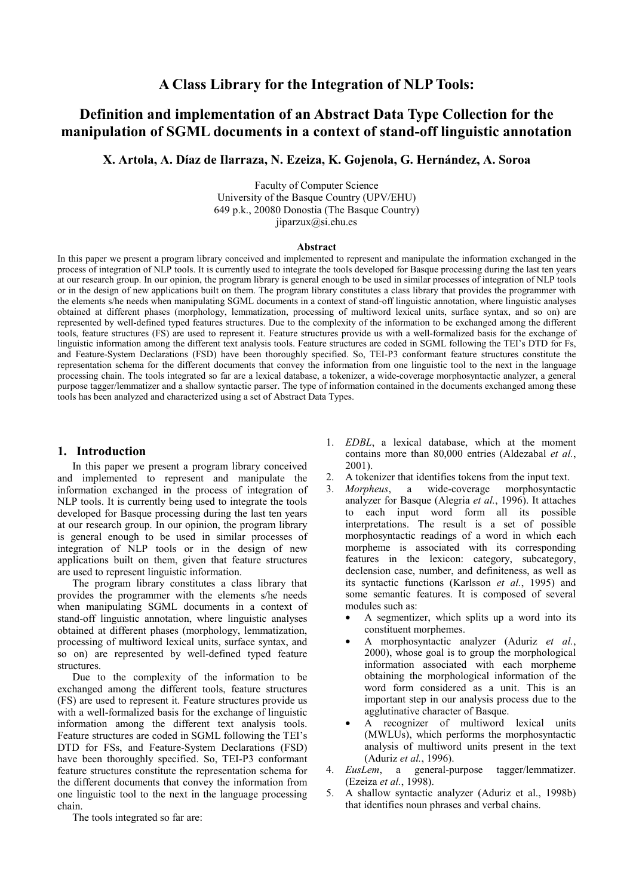# A Class Library for the Integration of NLP Tools:

## Definition and implementation of an Abstract Data Type Collection for the manipulation of SGML documents in a context of stand-off linguistic annotation

**X. Artola, A. Díaz de Ilarraza, N. Ezeiza, K. Gojenola, G. Hernández, A. Soroa**

Faculty of Computer Science
University of the Basque Country (UPV/EHU)
649 p.k., 20080 Donostia (The Basque Country)
jiparzux@si.ehu.es

### Abstract

In this paper we present a program library conceived and implemented to represent and manipulate the information exchanged in the process of integration of NLP tools. It is currently used to integrate the tools developed for Basque processing during the last ten years at our research group. In our opinion, the program library is general enough to be used in similar processes of integration of NLP tools or in the design of new applications built on them. The program library constitutes a class library that provides the programmer with the elements s/he needs when manipulating SGML documents in a context of stand-off linguistic annotation, where linguistic analyses obtained at different phases (morphology, lemmatization, processing of multiword lexical units, surface syntax, and so on) are represented by well-defined typed features structures. Due to the complexity of the information to be exchanged among the different tools, feature structures (FS) are used to represent it. Feature structures provide us with a well-formalized basis for the exchange of linguistic information among the different text analysis tools. Feature structures are coded in SGML following the TEI's DTD for Fs, and Feature-System Declarations (FSD) have been thoroughly specified. So, TEI-P3 conformant feature structures constitute the representation schema for the different documents that convey the information from one linguistic tool to the next in the language processing chain. The tools integrated so far are a lexical database, a tokenizer, a wide-coverage morphosyntactic analyzer, a general purpose tagger/lemmatizer and a shallow syntactic parser. The type of information contained in the documents exchanged among these tools has been analyzed and characterized using a set of Abstract Data Types.

## 1. Introduction

In this paper we present a program library conceived and implemented to represent and manipulate the information exchanged in the process of integration of NLP tools. It is currently being used to integrate the tools developed for Basque processing during the last ten years at our research group. In our opinion, the program library is general enough to be used in similar processes of integration of NLP tools or in the design of new applications built on them, given that feature structures are used to represent linguistic information.

The program library constitutes a class library that provides the programmer with the elements s/he needs when manipulating SGML documents in a context of stand-off linguistic annotation, where linguistic analyses obtained at different phases (morphology, lemmatization, processing of multiword lexical units, surface syntax, and so on) are represented by well-defined typed feature structures.

Due to the complexity of the information to be exchanged among the different tools, feature structures (FS) are used to represent it. Feature structures provide us with a well-formalized basis for the exchange of linguistic information among the different text analysis tools. Feature structures are coded in SGML following the TEI's DTD for FSs, and Feature-System Declarations (FSD) have been thoroughly specified. So, TEI-P3 conformant feature structures constitute the representation schema for the different documents that convey the information from one linguistic tool to the next in the language processing chain.

The tools integrated so far are:

1. *EDBL*, a lexical database, which at the moment contains more than 80,000 entries (Aldezabal *et al.*, 2001).
2. A tokenizer that identifies tokens from the input text.
3. *Morpheus*, a wide-coverage morphosyntactic analyzer for Basque (Alegria *et al.*, 1996). It attaches to each input word form all its possible interpretations. The result is a set of possible morphosyntactic readings of a word in which each morpheme is associated with its corresponding features in the lexicon: category, subcategory, declension case, number, and definiteness, as well as its syntactic functions (Karlsson *et al.*, 1995) and some semantic features. It is composed of several modules such as:
   - A segmentizer, which splits up a word into its constituent morphemes.
   - A morphosyntactic analyzer (Aduriz *et al.*, 2000), whose goal is to group the morphological information associated with each morpheme obtaining the morphological information of the word form considered as a unit. This is an important step in our analysis process due to the agglutinative character of Basque.
   - A recognizer of multiword lexical units (MWLUs), which performs the morphosyntactic analysis of multiword units present in the text (Aduriz *et al.*, 1996).
4. *EusLem*, a general-purpose tagger/lemmatizer. (Ezeiza *et al.*, 1998).
5. A shallow syntactic analyzer (Aduriz et al., 1998b) that identifies noun phrases and verbal chains.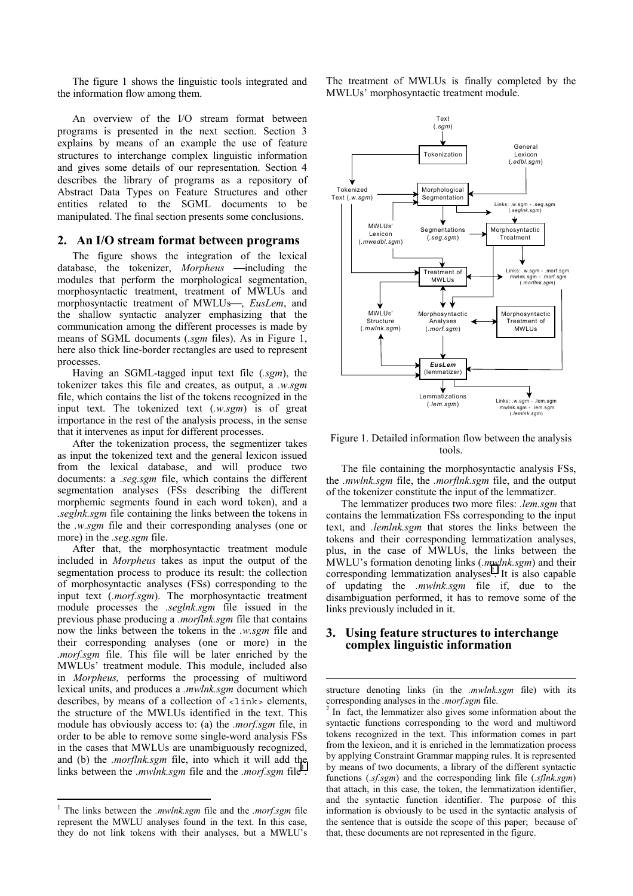The figure 1 shows the linguistic tools integrated and the information flow among them.

An overview of the I/O stream format between programs is presented in the next section. Section 3 explains by means of an example the use of feature structures to interchange complex linguistic information and gives some details of our representation. Section 4 describes the library of programs as a repository of Abstract Data Types on Feature Structures and other entities related to the SGML documents to be manipulated. The final section presents some conclusions.

## 2. An I/O stream format between programs

The figure shows the integration of the lexical database, the tokenizer, *Morpheus* —including the modules that perform the morphological segmentation, morphosyntactic treatment, treatment of MWLUs and morphosyntactic treatment of MWLUs—, *EusLem*, and the shallow syntactic analyzer emphasizing that the communication among the different processes is made by means of SGML documents (*.sgm* files). As in Figure 1, here also thick line-border rectangles are used to represent processes.

Having an SGML-tagged input text file (*.sgm*), the tokenizer takes this file and creates, as output, a *.w.sgm* file, which contains the list of the tokens recognized in the input text. The tokenized text (*.w.sgm*) is of great importance in the rest of the analysis process, in the sense that it intervenes as input for different processes.

After the tokenization process, the segmentizer takes as input the tokenized text and the general lexicon issued from the lexical database, and will produce two documents: a *.seg.sgm* file, which contains the different segmentation analyses (FSs describing the different morphemic segments found in each word token), and a *.seglnk.sgm* file containing the links between the tokens in the *.w.sgm* file and their corresponding analyses (one or more) in the *.seg.sgm* file.

After that, the morphosyntactic treatment module included in *Morpheus* takes as input the output of the segmentation process to produce its result: the collection of morphosyntactic analyses (FSs) corresponding to the input text (*.morf.sgm*). The morphosyntactic treatment module processes the *.seglnk.sgm* file issued in the previous phase producing a *.morflnk.sgm* file that contains now the links between the tokens in the *.w.sgm* file and their corresponding analyses (one or more) in the *.morf.sgm* file. This file will be later enriched by the MWLUs' treatment module. This module, included also in *Morpheus,* performs the processing of multiword lexical units, and produces a *.mwlnk.sgm* document which describes, by means of a collection of `<link>` elements, the structure of the MWLUs identified in the text. This module has obviously access to: (a) the *.morf.sgm* file, in order to be able to remove some single-word analysis FSs in the cases that MWLUs are unambiguously recognized, and (b) the *.morflnk.sgm* file, into which it will add the links between the *.mwlnk.sgm* file and the *.morf.sgm* file[1]. The treatment of MWLUs is finally completed by the MWLUs' morphosyntactic treatment module.

Figure 1. Detailed information flow between the analysis tools.

The file containing the morphosyntactic analysis FSs, the *.mwlnk.sgm* file, the *.morflnk.sgm* file, and the output of the tokenizer constitute the input of the lemmatizer.

The lemmatizer produces two more files: *.lem.sgm* that contains the lemmatization FSs corresponding to the input text, and *.lemlnk.sgm* that stores the links between the tokens and their corresponding lemmatization analyses, plus, in the case of MWLUs, the links between the MWLU's formation denoting links (*.mwlnk.sgm*) and their corresponding lemmatization analyses[2]. It is also capable of updating the *.mwlnk.sgm* file if, due to the disambiguation performed, it has to remove some of the links previously included in it.

## 3. Using feature structures to interchange complex linguistic information

[1] The links between the *.mwlnk.sgm* file and the *.morf.sgm* file represent the MWLU analyses found in the text. In this case, they do not link tokens with their analyses, but a MWLU's structure denoting links (in the *.mwlnk.sgm* file) with its corresponding analyses in the *.morf.sgm* file.

[2] In fact, the lemmatizer also gives some information about the syntactic functions corresponding to the word and multiword tokens recognized in the text. This information comes in part from the lexicon, and it is enriched in the lemmatization process by applying Constraint Grammar mapping rules. It is represented by means of two documents, a library of the different syntactic functions (*.sf.sgm*) and the corresponding link file (*.sflnk.sgm*) that attach, in this case, the token, the lemmatization identifier, and the syntactic function identifier. The purpose of this information is obviously to be used in the syntactic analysis of the sentence that is outside the scope of this paper; because of that, these documents are not represented in the figure.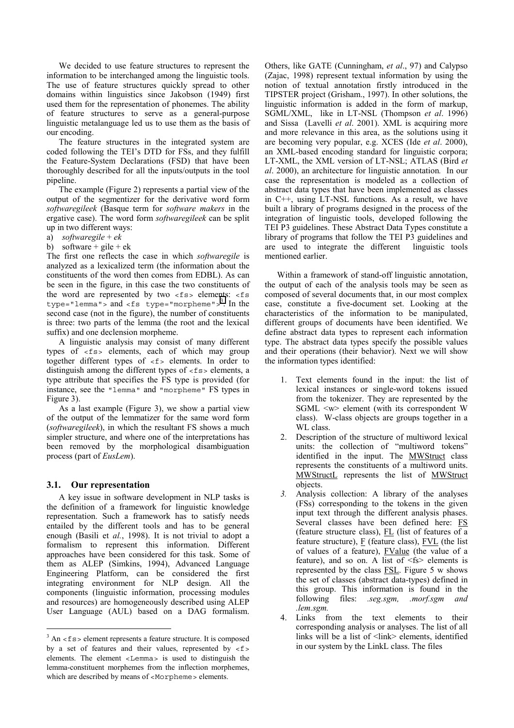We decided to use feature structures to represent the information to be interchanged among the linguistic tools. The use of feature structures quickly spread to other domains within linguistics since Jakobson (1949) first used them for the representation of phonemes. The ability of feature structures to serve as a general-purpose linguistic metalanguage led us to use them as the basis of our encoding.

The feature structures in the integrated system are coded following the TEI's DTD for FSs, and they fulfill the Feature-System Declarations (FSD) that have been thoroughly described for all the inputs/outputs in the tool pipeline.

The example (Figure 2) represents a partial view of the output of the segmentizer for the derivative word form *softwaregileek* (Basque term for *software makers* in the ergative case). The word form *softwaregileek* can be split up in two different ways:

a) *softwaregile* + *ek*

b) software + gile + ek

The first one reflects the case in which *softwaregile* is analyzed as a lexicalized term (the information about the constituents of the word then comes from EDBL). As can be seen in the figure, in this case the two constituents of the word are represented by two `<fs>` elements: `<fs type="lemma">` and `<fs type="morpheme">`[3]. In the second case (not in the figure), the number of constituents is three: two parts of the lemma (the root and the lexical suffix) and one declension morpheme.

A linguistic analysis may consist of many different types of `<fs>` elements, each of which may group together different types of `<f>` elements. In order to distinguish among the different types of `<fs>` elements, a type attribute that specifies the FS type is provided (for instance, see the `"lemma"` and `"morpheme"` FS types in Figure 3).

As a last example (Figure 3), we show a partial view of the output of the lemmatizer for the same word form (*softwaregileek*), in which the resultant FS shows a much simpler structure, and where one of the interpretations has been removed by the morphological disambiguation process (part of *EusLem*).

### 3.1. Our representation

A key issue in software development in NLP tasks is the definition of a framework for linguistic knowledge representation. Such a framework has to satisfy needs entailed by the different tools and has to be general enough (Basili et *al.*, 1998). It is not trivial to adopt a formalism to represent this information. Different approaches have been considered for this task. Some of them as ALEP (Simkins, 1994), Advanced Language Engineering Platform, can be considered the first integrating environment for NLP design. All the components (linguistic information, processing modules and resources) are homogeneously described using ALEP User Language (AUL) based on a DAG formalism. Others, like GATE (Cunningham, *et al*., 97) and Calypso (Zajac, 1998) represent textual information by using the notion of textual annotation firstly introduced in the TIPSTER project (Grisham., 1997). In other solutions, the linguistic information is added in the form of markup, SGML/XML, like in LT-NSL (Thompson *et al*. 1996) and Sissa (Lavelli *et al*. 2001). XML is acquiring more and more relevance in this area, as the solutions using it are becoming very popular, e.g. XCES (Ide *et al*. 2000), an XML-based encoding standard for linguistic corpora; LT-XML, the XML version of LT-NSL; ATLAS (Bird *et al*. 2000), an architecture for linguistic annotation. In our case the representation is modeled as a collection of abstract data types that have been implemented as classes in C++, using LT-NSL functions. As a result, we have built a library of programs designed in the process of the integration of linguistic tools, developed following the TEI P3 guidelines. These Abstract Data Types constitute a library of programs that follow the TEI P3 guidelines and are used to integrate the different linguistic tools mentioned earlier.

Within a framework of stand-off linguistic annotation, the output of each of the analysis tools may be seen as composed of several documents that, in our most complex case, constitute a five-document set. Looking at the characteristics of the information to be manipulated, different groups of documents have been identified. We define abstract data types to represent each information type. The abstract data types specify the possible values and their operations (their behavior). Next we will show the information types identified:

1. Text elements found in the input: the list of lexical instances or single-word tokens issued from the tokenizer. They are represented by the SGML <w> element (with its correspondent W class). W-class objects are groups together in a WL class.
2. Description of the structure of multiword lexical units: the collection of "multiword tokens" identified in the input. The MWStruct class represents the constituents of a multiword units. MWStructL represents the list of MWStruct objects.
3. *Analysis collection: A library of the analyses (FSs) corresponding to the tokens in the given input text through the different analysis phases. Several classes have been defined here:* FS (feature structure class), FL (list of features of a feature structure), F (feature class), FVL (the list of values of a feature), FValue (the value of a feature), and so on. A list of <fs> elements is represented by the class FSL. Figure 5 w shows the set of classes (abstract data-types) defined in this group. This information is found in the following files: *.seg.sgm, .morf.sgm and .lem.sgm.*
4. Links from the text elements to their corresponding analysis or analyses. The list of all links will be a list of <link> elements, identified in our system by the LinkL class. The files

---

[3] An `<fs>` element represents a feature structure. It is composed by a set of features and their values, represented by `<f>` elements. The element `<Lemma>` is used to distinguish the lemma-constituent morphemes from the inflection morphemes, which are described by means of `<Morpheme>` elements.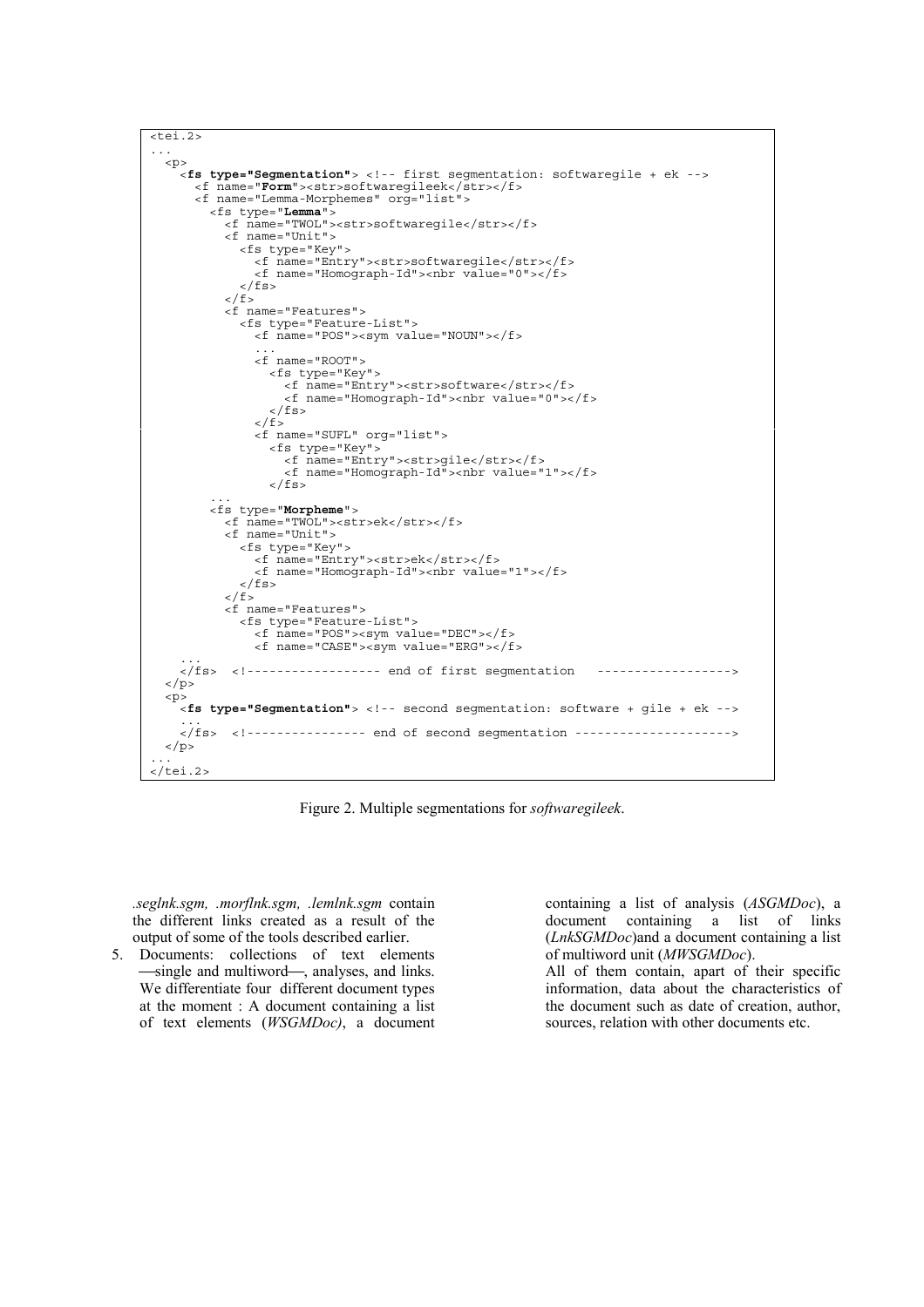```
<tei.2>
...
  <p>
    <fs type="Segmentation"> <!-- first segmentation: softwaregile + ek -->
      <f name="Form"><str>softwaregileek</str></f>
      <f name="Lemma-Morphemes" org="list">
        <fs type="Lemma">
          <f name="TWOL"><str>softwaregile</str></f>
          <f name="Unit">
            <fs type="Key">
              <f name="Entry"><str>softwaregile</str></f>
              <f name="Homograph-Id"><nbr value="0"></f>
            </fs>
          </f>
          <f name="Features">
            <fs type="Feature-List">
              <f name="POS"><sym value="NOUN"></f>
              ...
              <f name="ROOT">
                <fs type="Key">
                  <f name="Entry"><str>software</str></f>
                  <f name="Homograph-Id"><nbr value="0"></f>
                </fs>
              </f>
              <f name="SUFL" org="list">
                <fs type="Key">
                  <f name="Entry"><str>gile</str></f>
                  <f name="Homograph-Id"><nbr value="1"></f>
                </fs>
        ...
        <fs type="Morpheme">
          <f name="TWOL"><str>ek</str></f>
          <f name="Unit">
            <fs type="Key">
              <f name="Entry"><str>ek</str></f>
              <f name="Homograph-Id"><nbr value="1"></f>
            </fs>
          </f>
          <f name="Features">
            <fs type="Feature-List">
              <f name="POS"><sym value="DEC"></f>
              <f name="CASE"><sym value="ERG"></f>
    ...
    </fs>  <!------------------ end of first segmentation   ------------------>
  </p>
  <p>
    <fs type="Segmentation"> <!-- second segmentation: software + gile + ek -->
    ...
    </fs>  <!---------------- end of second segmentation --------------------->
  </p>
...
</tei.2>
```

Figure 2. Multiple segmentations for *softwaregileek*.

*.seglnk.sgm, .morflnk.sgm, .lemlnk.sgm* contain the different links created as a result of the output of some of the tools described earlier.

5. Documents: collections of text elements —single and multiword—, analyses, and links. We differentiate four different document types at the moment : A document containing a list of text elements (*WSGMDoc)*, a document containing a list of analysis (*ASGMDoc*), a document containing a list of links (*LnkSGMDoc*)and a document containing a list of multiword unit (*MWSGMDoc*).
   All of them contain, apart of their specific information, data about the characteristics of the document such as date of creation, author, sources, relation with other documents etc.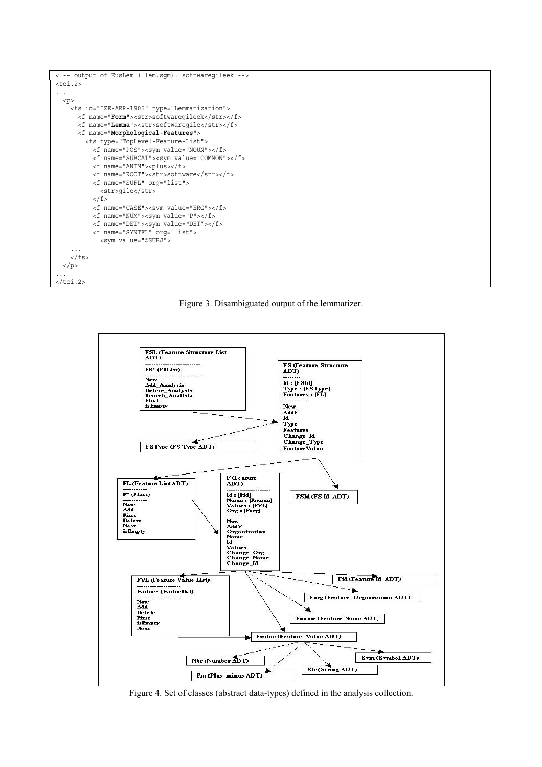```
<!-- output of EusLem (.lem.sgm): softwaregileek -->
<tei.2>
...
  <p>
    <fs id="IZE-ARR-1905" type="Lemmatization">
      <f name="Form"><str>softwaregileek</str></f>
      <f name="Lemma"><str>softwaregile</str></f>
      <f name="Morphological-Features">
        <fs type="TopLevel-Feature-List">
          <f name="POS"><sym value="NOUN"></f>
          <f name="SUBCAT"><sym value="COMMON"></f>
          <f name="ANIM"><plus></f>
          <f name="ROOT"><str>software</str></f>
          <f name="SUFL" org="list">
            <str>gile</str>
          </f>
          <f name="CASE"><sym value="ERG"></f>
          <f name="NUM"><sym value="P"></f>
          <f name="DET"><sym value="DET"></f>
          <f name="SYNTFL" org="list">
            <sym value="@SUBJ">
    ...
    </fs>
  </p>
...
</tei.2>
```

Figure 3. Disambiguated output of the lemmatizer.

Figure 4. Set of classes (abstract data-types) defined in the analysis collection.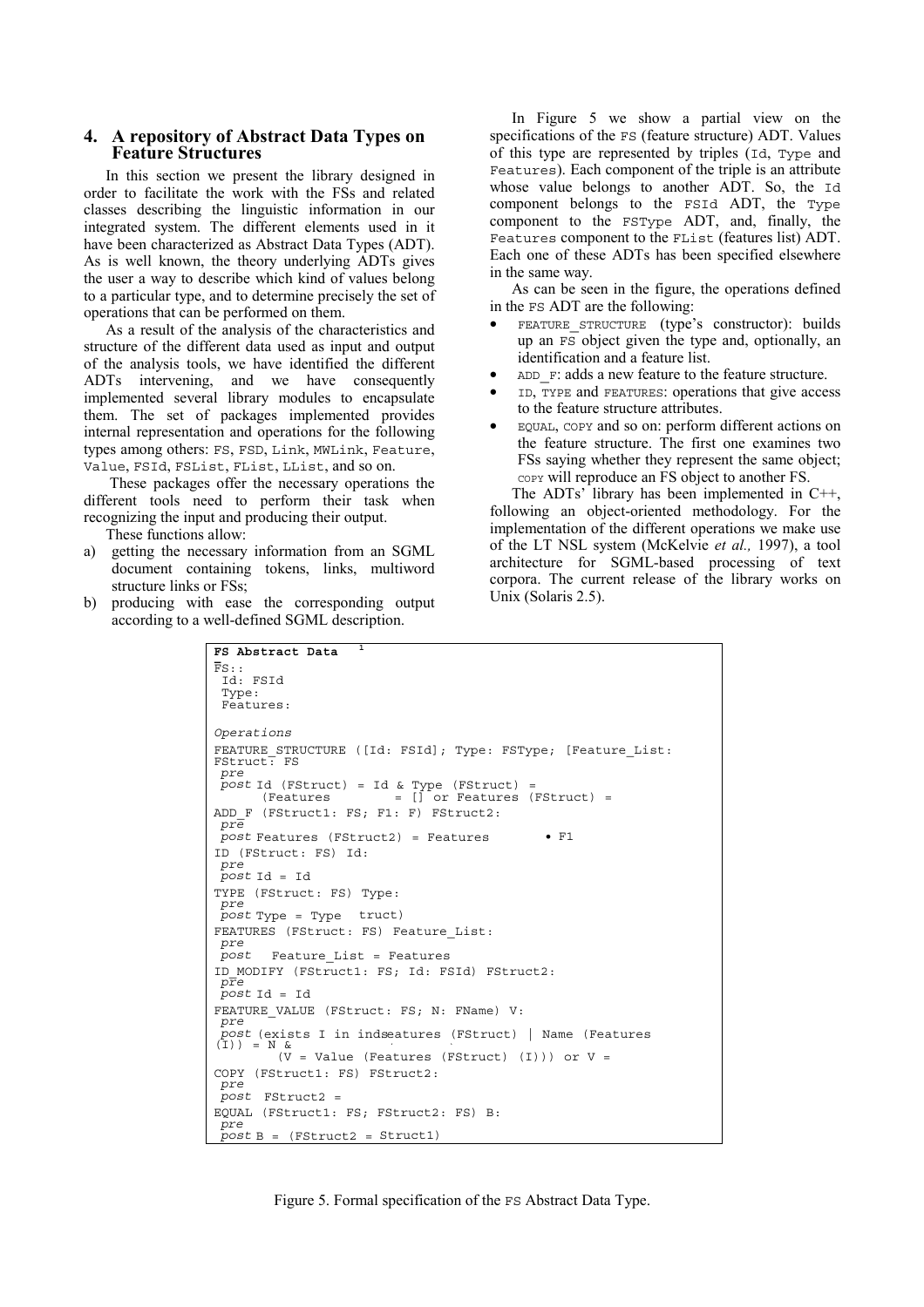## 4. A repository of Abstract Data Types on Feature Structures

In this section we present the library designed in order to facilitate the work with the FSs and related classes describing the linguistic information in our integrated system. The different elements used in it have been characterized as Abstract Data Types (ADT). As is well known, the theory underlying ADTs gives the user a way to describe which kind of values belong to a particular type, and to determine precisely the set of operations that can be performed on them.

As a result of the analysis of the characteristics and structure of the different data used as input and output of the analysis tools, we have identified the different ADTs intervening, and we have consequently implemented several library modules to encapsulate them. The set of packages implemented provides internal representation and operations for the following types among others: `FS`, `FSD`, `Link`, `MWLink`, `Feature`, `Value`, `FSId`, `FSList`, `FList`, `LList`, and so on.

These packages offer the necessary operations the different tools need to perform their task when recognizing the input and producing their output.

These functions allow:

a) getting the necessary information from an SGML document containing tokens, links, multiword structure links or FSs;
b) producing with ease the corresponding output according to a well-defined SGML description.

In Figure 5 we show a partial view on the specifications of the `FS` (feature structure) ADT. Values of this type are represented by triples (`Id`, `Type` and `Features`). Each component of the triple is an attribute whose value belongs to another ADT. So, the `Id` component belongs to the `FSId` ADT, the `Type` component to the `FSType` ADT, and, finally, the `Features` component to the `FList` (features list) ADT. Each one of these ADTs has been specified elsewhere in the same way.

As can be seen in the figure, the operations defined in the `FS` ADT are the following:

- `FEATURE_STRUCTURE` (type's constructor): builds up an `FS` object given the type and, optionally, an identification and a feature list.
- `ADD_F`: adds a new feature to the feature structure.
- `ID`, `TYPE` and `FEATURES`: operations that give access to the feature structure attributes.
- `EQUAL`, `COPY` and so on: perform different actions on the feature structure. The first one examines two FSs saying whether they represent the same object; `COPY` will reproduce an FS object to another FS.

The ADTs' library has been implemented in C++, following an object-oriented methodology. For the implementation of the different operations we make use of the LT NSL system (McKelvie *et al.,* 1997), a tool architecture for SGML-based processing of text corpora. The current release of the library works on Unix (Solaris 2.5).

```
FS Abstract Data   1
FS::
 Id: FSId
 Type:
 Features:

Operations
FEATURE_STRUCTURE ([Id: FSId]; Type: FSType; [Feature_List:
FStruct: FS
 pre
 post Id (FStruct) = Id & Type (FStruct) =
      (Features        = [] or Features (FStruct) =
ADD_F (FStruct1: FS; F1: F) FStruct2:
 pre
 post Features (FStruct2) = Features        • F1
ID (FStruct: FS) Id:
 pre
 post Id = Id
TYPE (FStruct: FS) Type:
 pre
 post Type = Type  truct)
FEATURES (FStruct: FS) Feature_List:
 pre
 post   Feature_List = Features
ID_MODIFY (FStruct1: FS; Id: FSId) FStruct2:
 pre
 post Id = Id
FEATURE_VALUE (FStruct: FS; N: FName) V:
 pre
 post (exists I in indseatures (FStruct) | Name (Features
(I)) = N &
       (V = Value (Features (FStruct) (I))) or V =
COPY (FStruct1: FS) FStruct2:
 pre
 post  FStruct2 =
EQUAL (FStruct1: FS; FStruct2: FS) B:
 pre
 post B = (FStruct2 = Struct1)
```

Figure 5. Formal specification of the `FS` Abstract Data Type.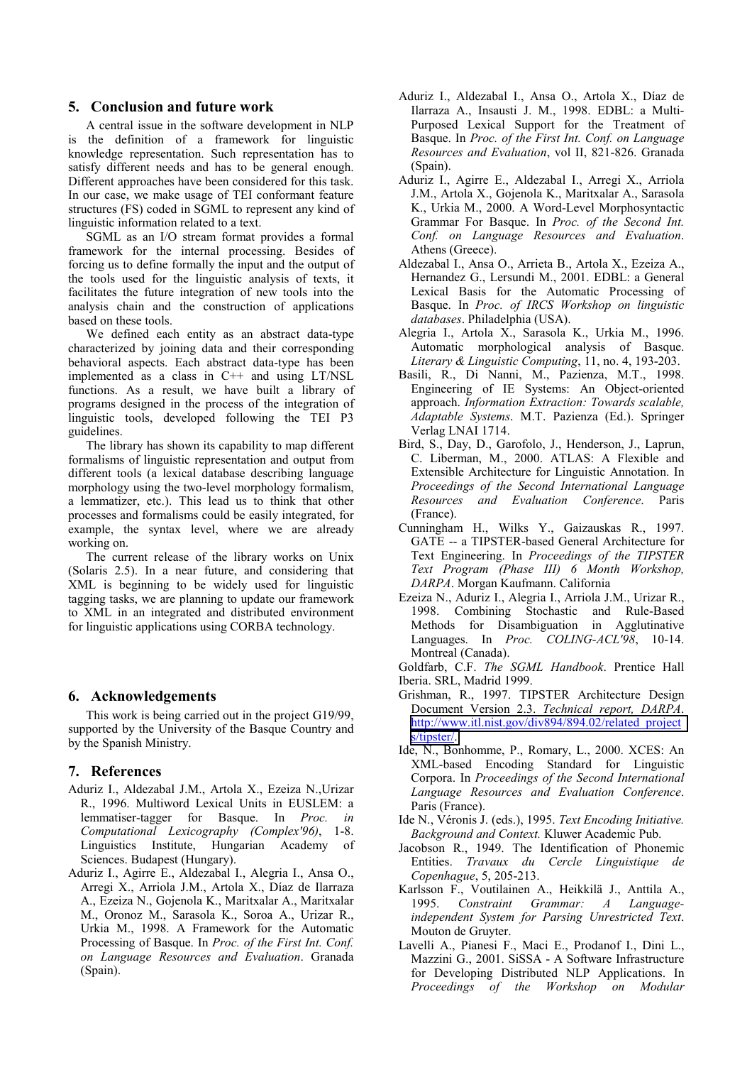## 5. Conclusion and future work

A central issue in the software development in NLP is the definition of a framework for linguistic knowledge representation. Such representation has to satisfy different needs and has to be general enough. Different approaches have been considered for this task. In our case, we make usage of TEI conformant feature structures (FS) coded in SGML to represent any kind of linguistic information related to a text.

SGML as an I/O stream format provides a formal framework for the internal processing. Besides of forcing us to define formally the input and the output of the tools used for the linguistic analysis of texts, it facilitates the future integration of new tools into the analysis chain and the construction of applications based on these tools.

We defined each entity as an abstract data-type characterized by joining data and their corresponding behavioral aspects. Each abstract data-type has been implemented as a class in C++ and using LT/NSL functions. As a result, we have built a library of programs designed in the process of the integration of linguistic tools, developed following the TEI P3 guidelines.

The library has shown its capability to map different formalisms of linguistic representation and output from different tools (a lexical database describing language morphology using the two-level morphology formalism, a lemmatizer, etc.). This lead us to think that other processes and formalisms could be easily integrated, for example, the syntax level, where we are already working on.

The current release of the library works on Unix (Solaris 2.5). In a near future, and considering that XML is beginning to be widely used for linguistic tagging tasks, we are planning to update our framework to XML in an integrated and distributed environment for linguistic applications using CORBA technology.

## 6. Acknowledgements

This work is being carried out in the project G19/99, supported by the University of the Basque Country and by the Spanish Ministry.

## 7. References

Aduriz I., Aldezabal J.M., Artola X., Ezeiza N.,Urizar R., 1996. Multiword Lexical Units in EUSLEM: a lemmatiser-tagger for Basque. In *Proc. in Computational Lexicography (Complex'96)*, 1-8. Linguistics Institute, Hungarian Academy of Sciences. Budapest (Hungary).

Aduriz I., Agirre E., Aldezabal I., Alegria I., Ansa O., Arregi X., Arriola J.M., Artola X., Díaz de Ilarraza A., Ezeiza N., Gojenola K., Maritxalar A., Maritxalar M., Oronoz M., Sarasola K., Soroa A., Urizar R., Urkia M., 1998. A Framework for the Automatic Processing of Basque. In *Proc. of the First Int. Conf. on Language Resources and Evaluation*. Granada (Spain).

Aduriz I., Aldezabal I., Ansa O., Artola X., Díaz de Ilarraza A., Insausti J. M., 1998. EDBL: a Multi-Purposed Lexical Support for the Treatment of Basque. In *Proc. of the First Int. Conf. on Language Resources and Evaluation*, vol II, 821-826. Granada (Spain).

Aduriz I., Agirre E., Aldezabal I., Arregi X., Arriola J.M., Artola X., Gojenola K., Maritxalar A., Sarasola K., Urkia M., 2000. A Word-Level Morphosyntactic Grammar For Basque. In *Proc. of the Second Int. Conf. on Language Resources and Evaluation*. Athens (Greece).

Aldezabal I., Ansa O., Arrieta B., Artola X., Ezeiza A., Hernandez G., Lersundi M., 2001. EDBL: a General Lexical Basis for the Automatic Processing of Basque. In *Proc. of IRCS Workshop on linguistic databases*. Philadelphia (USA).

Alegria I., Artola X., Sarasola K., Urkia M., 1996. Automatic morphological analysis of Basque. *Literary & Linguistic Computing*, 11, no. 4, 193-203.

Basili, R., Di Nanni, M., Pazienza, M.T., 1998. Engineering of IE Systems: An Object-oriented approach. *Information Extraction: Towards scalable, Adaptable Systems*. M.T. Pazienza (Ed.). Springer Verlag LNAI 1714.

Bird, S., Day, D., Garofolo, J., Henderson, J., Laprun, C. Liberman, M., 2000. ATLAS: A Flexible and Extensible Architecture for Linguistic Annotation. In *Proceedings of the Second International Language Resources and Evaluation Conference*. Paris (France).

Cunningham H., Wilks Y., Gaizauskas R., 1997. GATE -- a TIPSTER-based General Architecture for Text Engineering. In *Proceedings of the TIPSTER Text Program (Phase III) 6 Month Workshop, DARPA*. Morgan Kaufmann. California

Ezeiza N., Aduriz I., Alegria I., Arriola J.M., Urizar R., 1998. Combining Stochastic and Rule-Based Methods for Disambiguation in Agglutinative Languages. In *Proc. COLING-ACL'98*, 10-14. Montreal (Canada).

Goldfarb, C.F. *The SGML Handbook*. Prentice Hall Iberia. SRL, Madrid 1999.

Grishman, R., 1997. TIPSTER Architecture Design Document Version 2.3. *Technical report, DARPA*. http://www.itl.nist.gov/div894/894.02/related_projects/tipster/.

Ide, N., Bonhomme, P., Romary, L., 2000. XCES: An XML-based Encoding Standard for Linguistic Corpora. In *Proceedings of the Second International Language Resources and Evaluation Conference*. Paris (France).

Ide N., Véronis J. (eds.), 1995. *Text Encoding Initiative. Background and Context.* Kluwer Academic Pub.

Jacobson R., 1949. The Identification of Phonemic Entities. *Travaux du Cercle Linguistique de Copenhague*, 5, 205-213.

Karlsson F., Voutilainen A., Heikkilä J., Anttila A., 1995. *Constraint Grammar: A Language-independent System for Parsing Unrestricted Text*. Mouton de Gruyter.

Lavelli A., Pianesi F., Maci E., Prodanof I., Dini L., Mazzini G., 2001. SiSSA - A Software Infrastructure for Developing Distributed NLP Applications. In *Proceedings of the Workshop on Modular*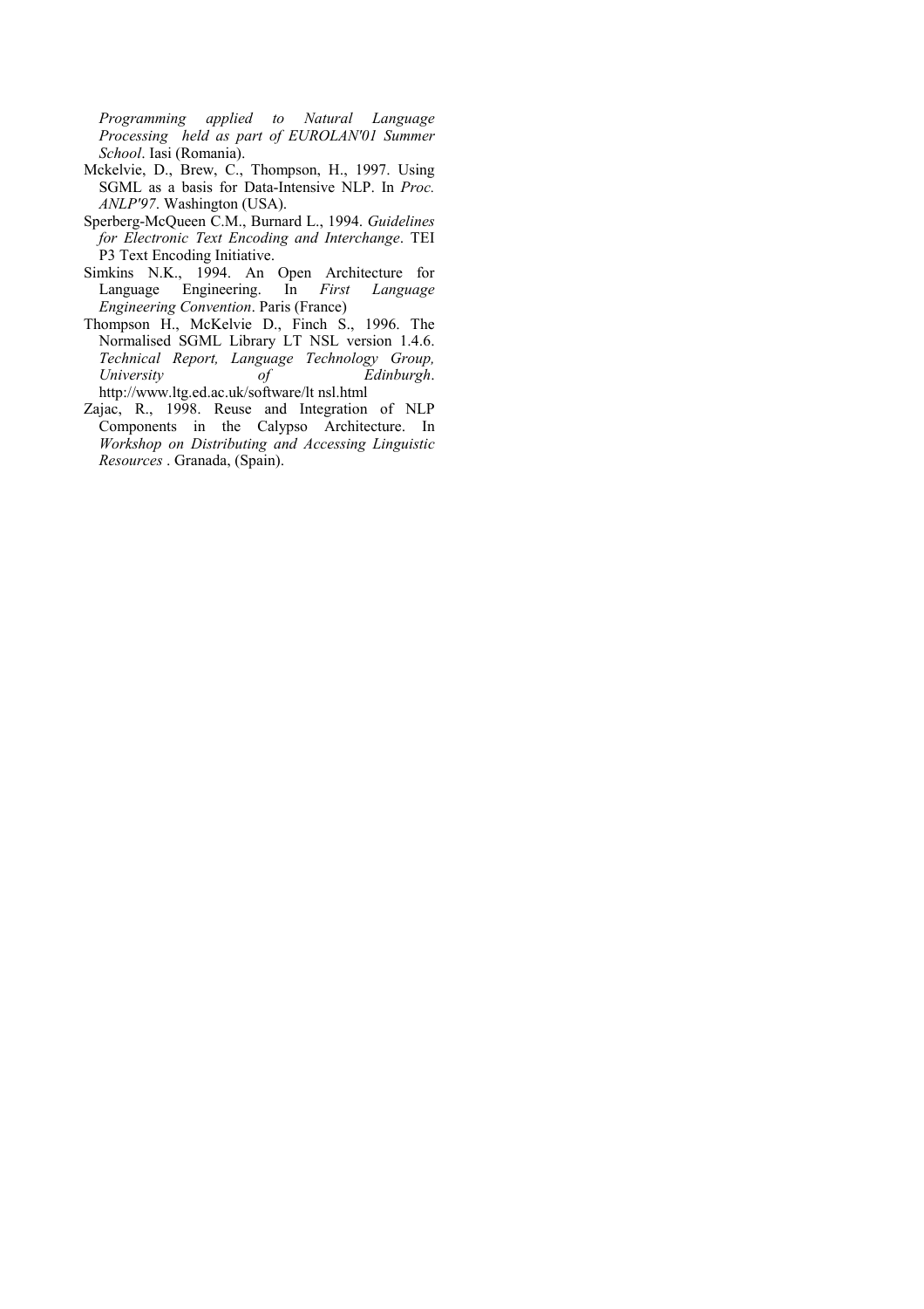*Programming applied to Natural Language Processing held as part of EUROLAN'01 Summer School*. Iasi (Romania).

Mckelvie, D., Brew, C., Thompson, H., 1997. Using SGML as a basis for Data-Intensive NLP. In *Proc. ANLP'97*. Washington (USA).

Sperberg-McQueen C.M., Burnard L., 1994. *Guidelines for Electronic Text Encoding and Interchange*. TEI P3 Text Encoding Initiative.

Simkins N.K., 1994. An Open Architecture for Language Engineering. In *First Language Engineering Convention*. Paris (France)

Thompson H., McKelvie D., Finch S., 1996. The Normalised SGML Library LT NSL version 1.4.6. *Technical Report, Language Technology Group, University of Edinburgh*. http://www.ltg.ed.ac.uk/software/lt nsl.html

Zajac, R., 1998. Reuse and Integration of NLP Components in the Calypso Architecture. In *Workshop on Distributing and Accessing Linguistic Resources* . Granada, (Spain).